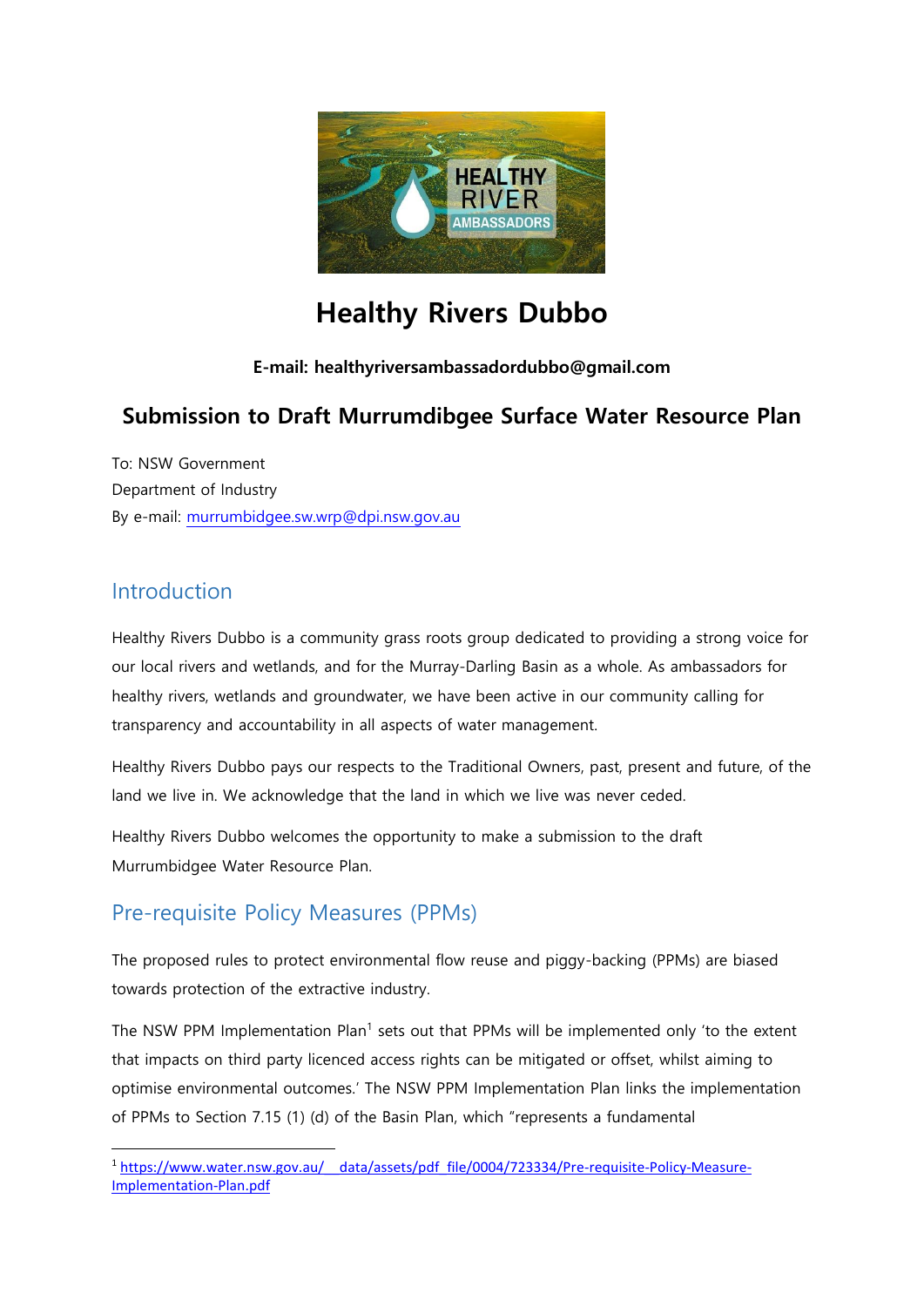# Healthy Rivers Dubbo

**E-mail: healthyriversambassadordubbo@gmail.com**

## Submission to Draft Murrumdibgee Surface Water Resource Plan

To: NSW Government
Department of Industry
By e-mail: murrumbidgee.sw.wrp@dpi.nsw.gov.au

## Introduction

Healthy Rivers Dubbo is a community grass roots group dedicated to providing a strong voice for our local rivers and wetlands, and for the Murray-Darling Basin as a whole. As ambassadors for healthy rivers, wetlands and groundwater, we have been active in our community calling for transparency and accountability in all aspects of water management.

Healthy Rivers Dubbo pays our respects to the Traditional Owners, past, present and future, of the land we live in. We acknowledge that the land in which we live was never ceded.

Healthy Rivers Dubbo welcomes the opportunity to make a submission to the draft Murrumbidgee Water Resource Plan.

## Pre-requisite Policy Measures (PPMs)

The proposed rules to protect environmental flow reuse and piggy-backing (PPMs) are biased towards protection of the extractive industry.

The NSW PPM Implementation Plan[1] sets out that PPMs will be implemented only 'to the extent that impacts on third party licenced access rights can be mitigated or offset, whilst aiming to optimise environmental outcomes.' The NSW PPM Implementation Plan links the implementation of PPMs to Section 7.15 (1) (d) of the Basin Plan, which "represents a fundamental

[1] https://www.water.nsw.gov.au/__data/assets/pdf_file/0004/723334/Pre-requisite-Policy-Measure-Implementation-Plan.pdf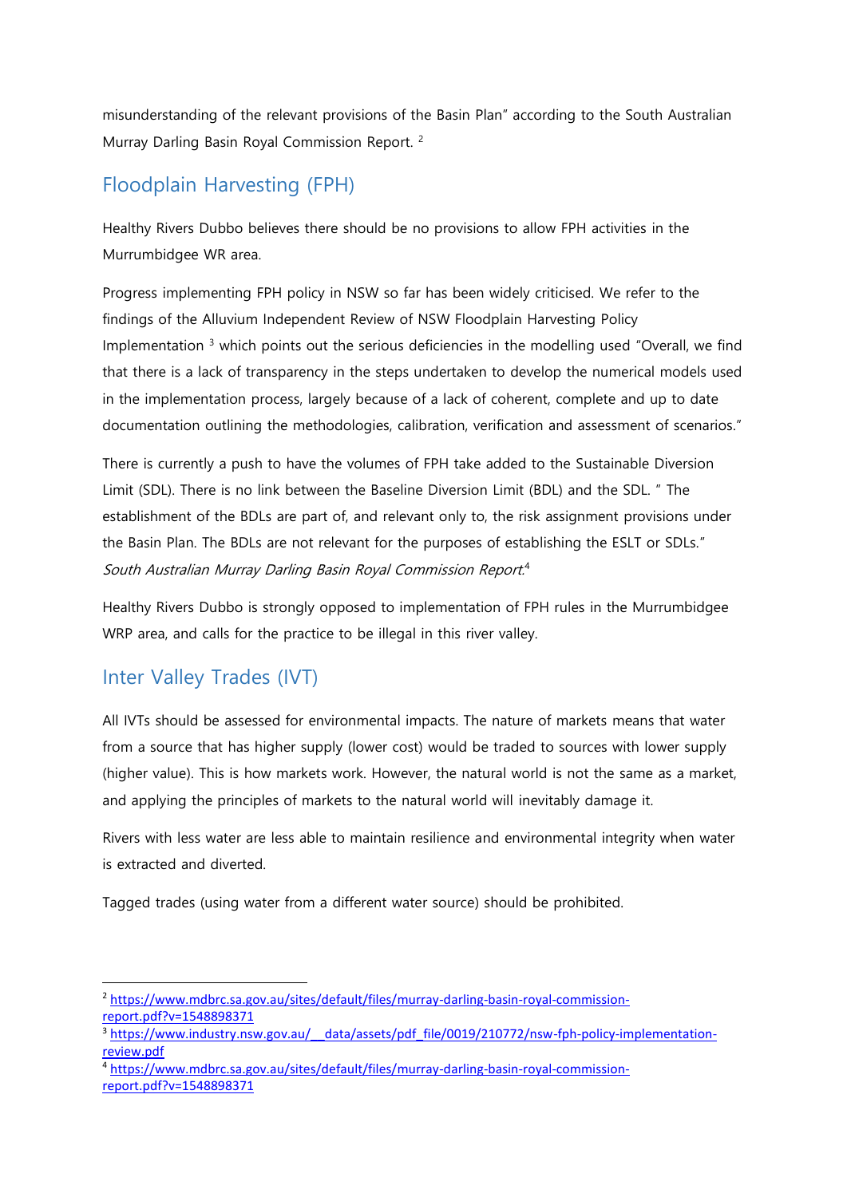misunderstanding of the relevant provisions of the Basin Plan" according to the South Australian Murray Darling Basin Royal Commission Report. [2]

## Floodplain Harvesting (FPH)

Healthy Rivers Dubbo believes there should be no provisions to allow FPH activities in the Murrumbidgee WR area.

Progress implementing FPH policy in NSW so far has been widely criticised. We refer to the findings of the Alluvium Independent Review of NSW Floodplain Harvesting Policy Implementation [3] which points out the serious deficiencies in the modelling used "Overall, we find that there is a lack of transparency in the steps undertaken to develop the numerical models used in the implementation process, largely because of a lack of coherent, complete and up to date documentation outlining the methodologies, calibration, verification and assessment of scenarios."

There is currently a push to have the volumes of FPH take added to the Sustainable Diversion Limit (SDL). There is no link between the Baseline Diversion Limit (BDL) and the SDL. " The establishment of the BDLs are part of, and relevant only to, the risk assignment provisions under the Basin Plan. The BDLs are not relevant for the purposes of establishing the ESLT or SDLs." *South Australian Murray Darling Basin Royal Commission Report.*[4]

Healthy Rivers Dubbo is strongly opposed to implementation of FPH rules in the Murrumbidgee WRP area, and calls for the practice to be illegal in this river valley.

## Inter Valley Trades (IVT)

All IVTs should be assessed for environmental impacts. The nature of markets means that water from a source that has higher supply (lower cost) would be traded to sources with lower supply (higher value). This is how markets work. However, the natural world is not the same as a market, and applying the principles of markets to the natural world will inevitably damage it.

Rivers with less water are less able to maintain resilience and environmental integrity when water is extracted and diverted.

Tagged trades (using water from a different water source) should be prohibited.

---

[2] https://www.mdbrc.sa.gov.au/sites/default/files/murray-darling-basin-royal-commission-report.pdf?v=1548898371

[3] https://www.industry.nsw.gov.au/__data/assets/pdf_file/0019/210772/nsw-fph-policy-implementation-review.pdf

[4] https://www.mdbrc.sa.gov.au/sites/default/files/murray-darling-basin-royal-commission-report.pdf?v=1548898371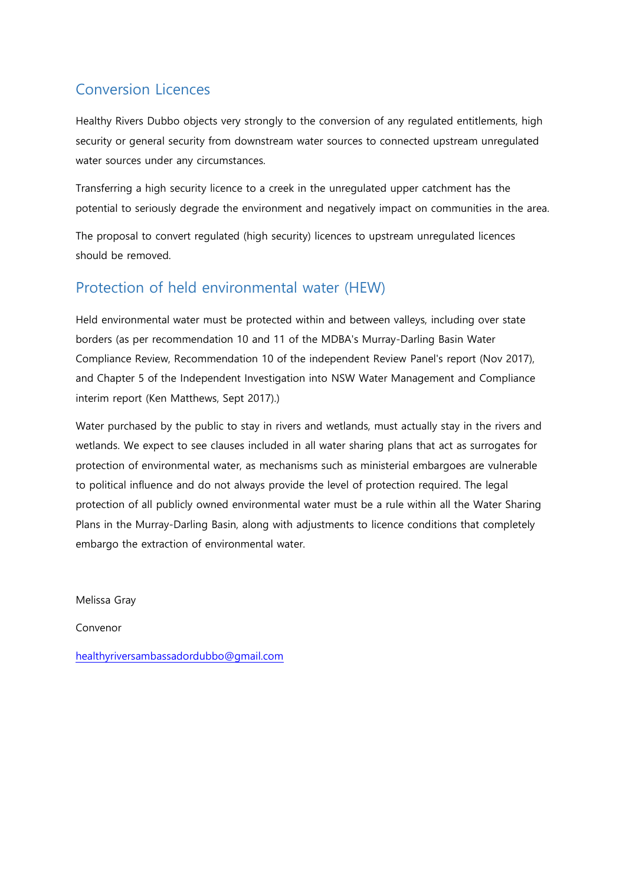## Conversion Licences

Healthy Rivers Dubbo objects very strongly to the conversion of any regulated entitlements, high security or general security from downstream water sources to connected upstream unregulated water sources under any circumstances.

Transferring a high security licence to a creek in the unregulated upper catchment has the potential to seriously degrade the environment and negatively impact on communities in the area.

The proposal to convert regulated (high security) licences to upstream unregulated licences should be removed.

## Protection of held environmental water (HEW)

Held environmental water must be protected within and between valleys, including over state borders (as per recommendation 10 and 11 of the MDBA's Murray-Darling Basin Water Compliance Review, Recommendation 10 of the independent Review Panel's report (Nov 2017), and Chapter 5 of the Independent Investigation into NSW Water Management and Compliance interim report (Ken Matthews, Sept 2017).)

Water purchased by the public to stay in rivers and wetlands, must actually stay in the rivers and wetlands. We expect to see clauses included in all water sharing plans that act as surrogates for protection of environmental water, as mechanisms such as ministerial embargoes are vulnerable to political influence and do not always provide the level of protection required. The legal protection of all publicly owned environmental water must be a rule within all the Water Sharing Plans in the Murray-Darling Basin, along with adjustments to licence conditions that completely embargo the extraction of environmental water.

Melissa Gray

Convenor

healthyriversambassadordubbo@gmail.com